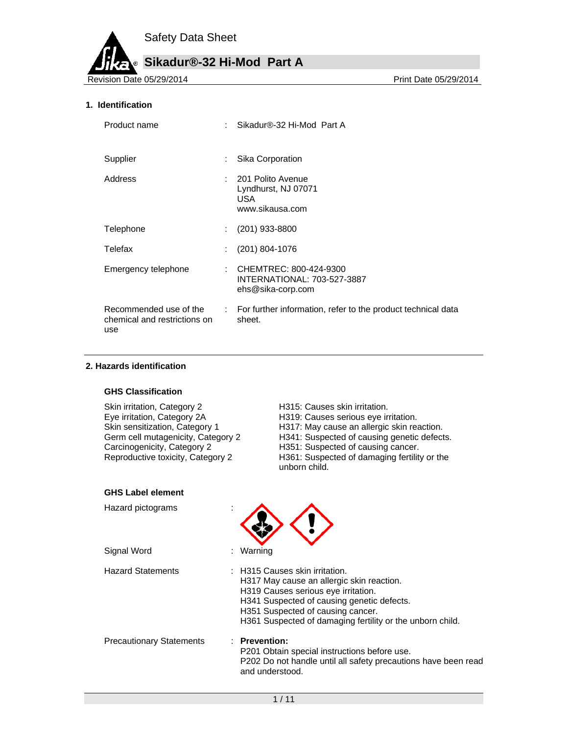# Safety Data Sheet

## Sikadur®-32 Hi-Mod Part A

Revision Date 05/29/2014 Print Date 05/29/2014

### 1. Identification

| | | |
|---|---|---|
| Product name | : | Sikadur®-32 Hi-Mod Part A |
| Supplier | : | Sika Corporation |
| Address | : | 201 Polito Avenue<br>Lyndhurst, NJ 07071<br>USA<br>www.sikausa.com |
| Telephone | : | (201) 933-8800 |
| Telefax | : | (201) 804-1076 |
| Emergency telephone | : | CHEMTREC: 800-424-9300<br>INTERNATIONAL: 703-527-3887<br>ehs@sika-corp.com |
| Recommended use of the chemical and restrictions on use | : | For further information, refer to the product technical data sheet. |

### 2. Hazards identification

#### GHS Classification

| | |
|---|---|
| Skin irritation, Category 2 | H315: Causes skin irritation. |
| Eye irritation, Category 2A | H319: Causes serious eye irritation. |
| Skin sensitization, Category 1 | H317: May cause an allergic skin reaction. |
| Germ cell mutagenicity, Category 2 | H341: Suspected of causing genetic defects. |
| Carcinogenicity, Category 2 | H351: Suspected of causing cancer. |
| Reproductive toxicity, Category 2 | H361: Suspected of damaging fertility or the unborn child. |

#### GHS Label element

Hazard pictograms :

Signal Word : Warning

Hazard Statements :
H315 Causes skin irritation.
H317 May cause an allergic skin reaction.
H319 Causes serious eye irritation.
H341 Suspected of causing genetic defects.
H351 Suspected of causing cancer.
H361 Suspected of damaging fertility or the unborn child.

Precautionary Statements :
**Prevention:**
P201 Obtain special instructions before use.
P202 Do not handle until all safety precautions have been read and understood.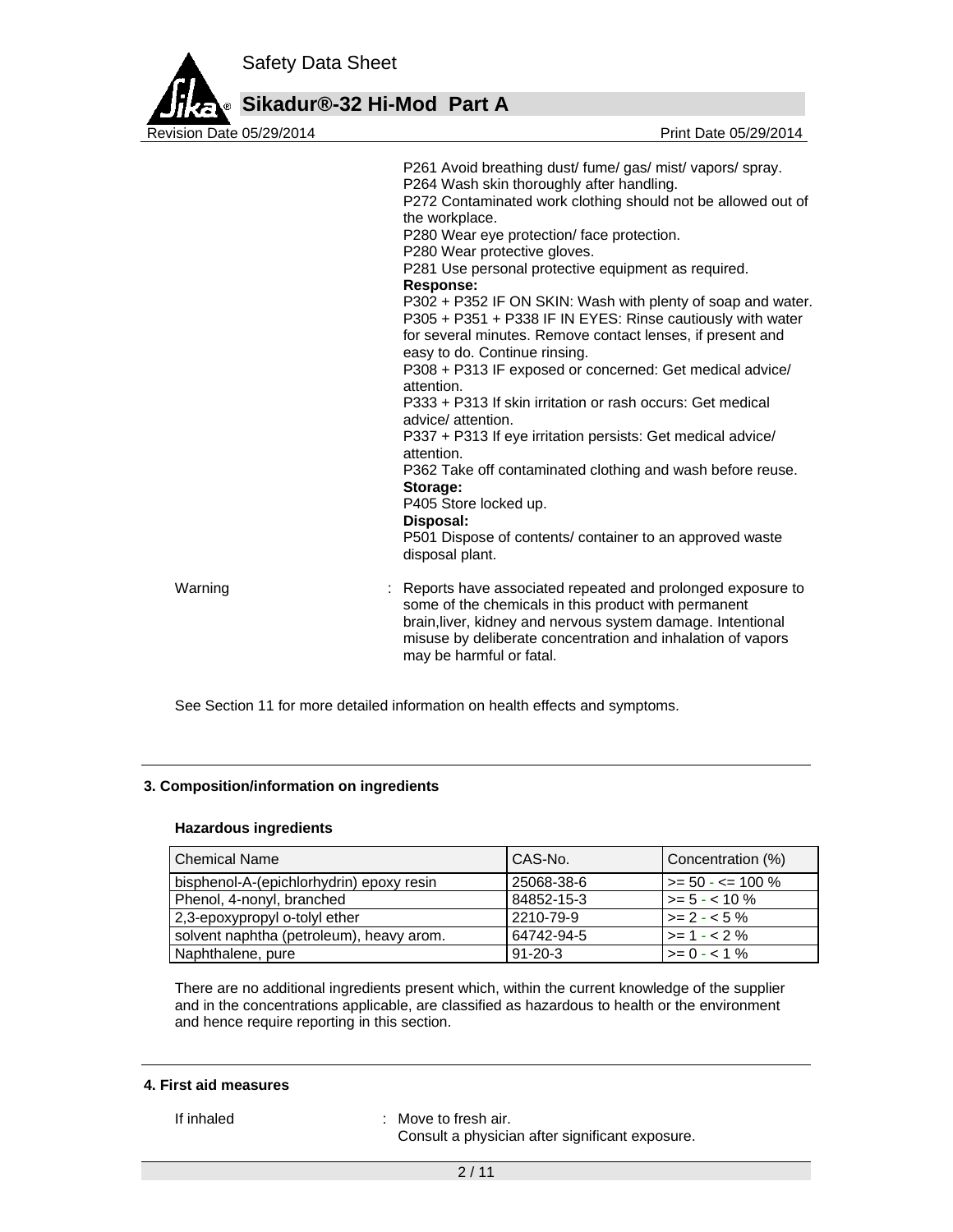P261 Avoid breathing dust/ fume/ gas/ mist/ vapors/ spray.
P264 Wash skin thoroughly after handling.
P272 Contaminated work clothing should not be allowed out of the workplace.
P280 Wear eye protection/ face protection.
P280 Wear protective gloves.
P281 Use personal protective equipment as required.

**Response:**

P302 + P352 IF ON SKIN: Wash with plenty of soap and water.
P305 + P351 + P338 IF IN EYES: Rinse cautiously with water for several minutes. Remove contact lenses, if present and easy to do. Continue rinsing.
P308 + P313 IF exposed or concerned: Get medical advice/ attention.
P333 + P313 If skin irritation or rash occurs: Get medical advice/ attention.
P337 + P313 If eye irritation persists: Get medical advice/ attention.
P362 Take off contaminated clothing and wash before reuse.

**Storage:**

P405 Store locked up.

**Disposal:**

P501 Dispose of contents/ container to an approved waste disposal plant.

Warning : Reports have associated repeated and prolonged exposure to some of the chemicals in this product with permanent brain,liver, kidney and nervous system damage. Intentional misuse by deliberate concentration and inhalation of vapors may be harmful or fatal.

See Section 11 for more detailed information on health effects and symptoms.

## 3. Composition/information on ingredients

### Hazardous ingredients

| Chemical Name | CAS-No. | Concentration (%) |
| --- | --- | --- |
| bisphenol-A-(epichlorhydrin) epoxy resin | 25068-38-6 | >= 50 - <= 100 % |
| Phenol, 4-nonyl, branched | 84852-15-3 | >= 5 - < 10 % |
| 2,3-epoxypropyl o-tolyl ether | 2210-79-9 | >= 2 - < 5 % |
| solvent naphtha (petroleum), heavy arom. | 64742-94-5 | >= 1 - < 2 % |
| Naphthalene, pure | 91-20-3 | >= 0 - < 1 % |

There are no additional ingredients present which, within the current knowledge of the supplier and in the concentrations applicable, are classified as hazardous to health or the environment and hence require reporting in this section.

## 4. First aid measures

If inhaled : Move to fresh air.
Consult a physician after significant exposure.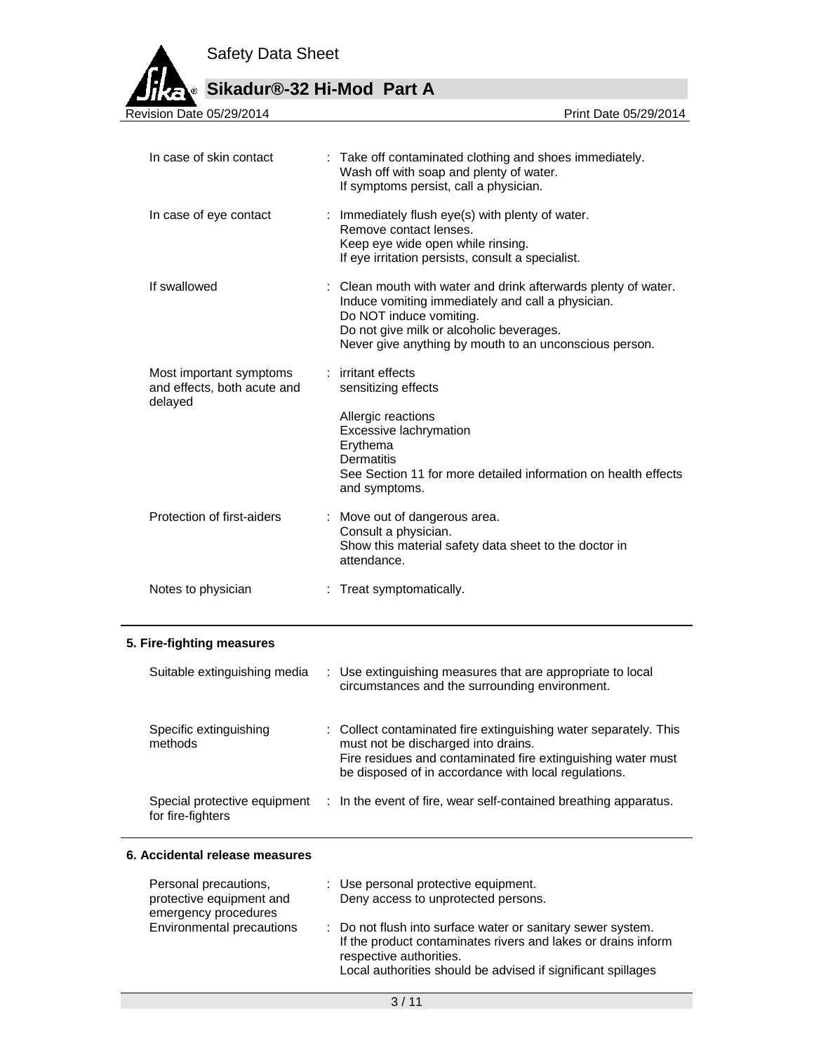| | | |
|---|---|---|
| In case of skin contact | : | Take off contaminated clothing and shoes immediately.<br>Wash off with soap and plenty of water.<br>If symptoms persist, call a physician. |
| In case of eye contact | : | Immediately flush eye(s) with plenty of water.<br>Remove contact lenses.<br>Keep eye wide open while rinsing.<br>If eye irritation persists, consult a specialist. |
| If swallowed | : | Clean mouth with water and drink afterwards plenty of water.<br>Induce vomiting immediately and call a physician.<br>Do NOT induce vomiting.<br>Do not give milk or alcoholic beverages.<br>Never give anything by mouth to an unconscious person. |
| Most important symptoms and effects, both acute and delayed | : | irritant effects<br>sensitizing effects<br><br>Allergic reactions<br>Excessive lachrymation<br>Erythema<br>Dermatitis<br>See Section 11 for more detailed information on health effects and symptoms. |
| Protection of first-aiders | : | Move out of dangerous area.<br>Consult a physician.<br>Show this material safety data sheet to the doctor in attendance. |
| Notes to physician | : | Treat symptomatically. |

## 5. Fire-fighting measures

| | | |
|---|---|---|
| Suitable extinguishing media | : | Use extinguishing measures that are appropriate to local circumstances and the surrounding environment. |
| Specific extinguishing methods | : | Collect contaminated fire extinguishing water separately. This must not be discharged into drains.<br>Fire residues and contaminated fire extinguishing water must be disposed of in accordance with local regulations. |
| Special protective equipment for fire-fighters | : | In the event of fire, wear self-contained breathing apparatus. |

## 6. Accidental release measures

| | | |
|---|---|---|
| Personal precautions, protective equipment and emergency procedures | : | Use personal protective equipment.<br>Deny access to unprotected persons. |
| Environmental precautions | : | Do not flush into surface water or sanitary sewer system.<br>If the product contaminates rivers and lakes or drains inform respective authorities.<br>Local authorities should be advised if significant spillages |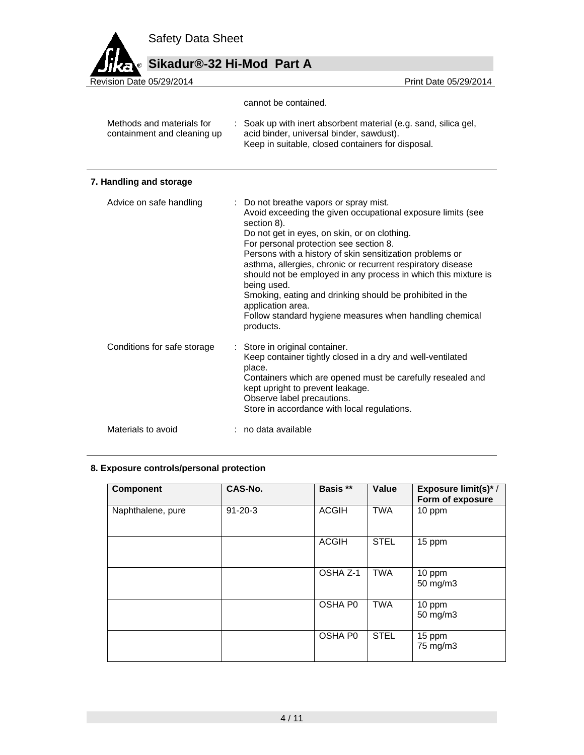cannot be contained.

| | | |
|---|---|---|
| Methods and materials for containment and cleaning up | : | Soak up with inert absorbent material (e.g. sand, silica gel, acid binder, universal binder, sawdust).<br>Keep in suitable, closed containers for disposal. |

## 7. Handling and storage

| | | |
|---|---|---|
| Advice on safe handling | : | Do not breathe vapors or spray mist.<br>Avoid exceeding the given occupational exposure limits (see section 8).<br>Do not get in eyes, on skin, or on clothing.<br>For personal protection see section 8.<br>Persons with a history of skin sensitization problems or asthma, allergies, chronic or recurrent respiratory disease should not be employed in any process in which this mixture is being used.<br>Smoking, eating and drinking should be prohibited in the application area.<br>Follow standard hygiene measures when handling chemical products. |
| Conditions for safe storage | : | Store in original container.<br>Keep container tightly closed in a dry and well-ventilated place.<br>Containers which are opened must be carefully resealed and kept upright to prevent leakage.<br>Observe label precautions.<br>Store in accordance with local regulations. |
| Materials to avoid | : | no data available |

## 8. Exposure controls/personal protection

| Component | CAS-No. | Basis ** | Value | Exposure limit(s)* / Form of exposure |
|---|---|---|---|---|
| Naphthalene, pure | 91-20-3 | ACGIH | TWA | 10 ppm |
| | | ACGIH | STEL | 15 ppm |
| | | OSHA Z-1 | TWA | 10 ppm<br>50 mg/m3 |
| | | OSHA P0 | TWA | 10 ppm<br>50 mg/m3 |
| | | OSHA P0 | STEL | 15 ppm<br>75 mg/m3 |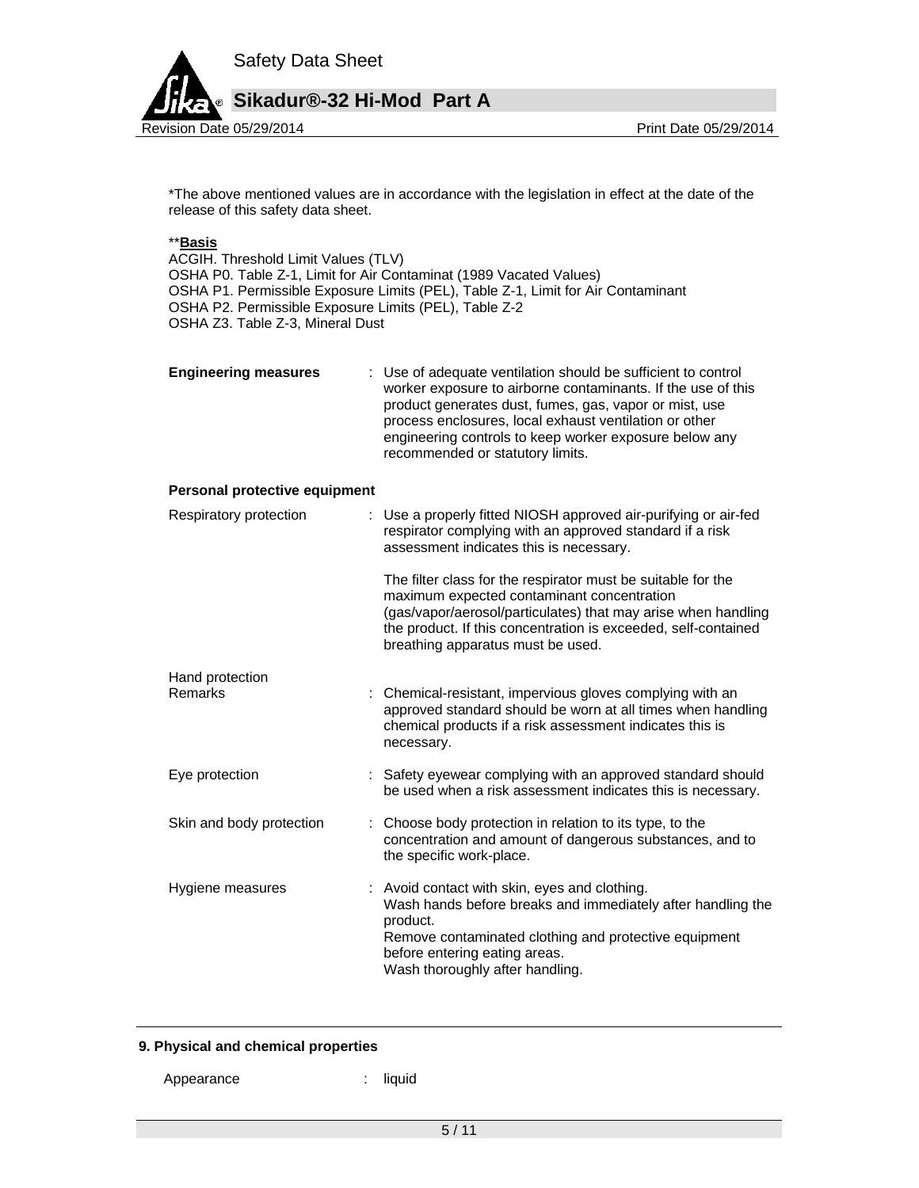*The above mentioned values are in accordance with the legislation in effect at the date of the release of this safety data sheet.

**<u>**Basis**</u>

ACGIH. Threshold Limit Values (TLV)
OSHA P0. Table Z-1, Limit for Air Contaminat (1989 Vacated Values)
OSHA P1. Permissible Exposure Limits (PEL), Table Z-1, Limit for Air Contaminant
OSHA P2. Permissible Exposure Limits (PEL), Table Z-2
OSHA Z3. Table Z-3, Mineral Dust

**Engineering measures** : Use of adequate ventilation should be sufficient to control worker exposure to airborne contaminants. If the use of this product generates dust, fumes, gas, vapor or mist, use process enclosures, local exhaust ventilation or other engineering controls to keep worker exposure below any recommended or statutory limits.

**Personal protective equipment**

Respiratory protection : Use a properly fitted NIOSH approved air-purifying or air-fed respirator complying with an approved standard if a risk assessment indicates this is necessary.

The filter class for the respirator must be suitable for the maximum expected contaminant concentration (gas/vapor/aerosol/particulates) that may arise when handling the product. If this concentration is exceeded, self-contained breathing apparatus must be used.

Hand protection
Remarks : Chemical-resistant, impervious gloves complying with an approved standard should be worn at all times when handling chemical products if a risk assessment indicates this is necessary.

Eye protection : Safety eyewear complying with an approved standard should be used when a risk assessment indicates this is necessary.

Skin and body protection : Choose body protection in relation to its type, to the concentration and amount of dangerous substances, and to the specific work-place.

Hygiene measures : Avoid contact with skin, eyes and clothing.
Wash hands before breaks and immediately after handling the product.
Remove contaminated clothing and protective equipment before entering eating areas.
Wash thoroughly after handling.

## 9. Physical and chemical properties

Appearance : liquid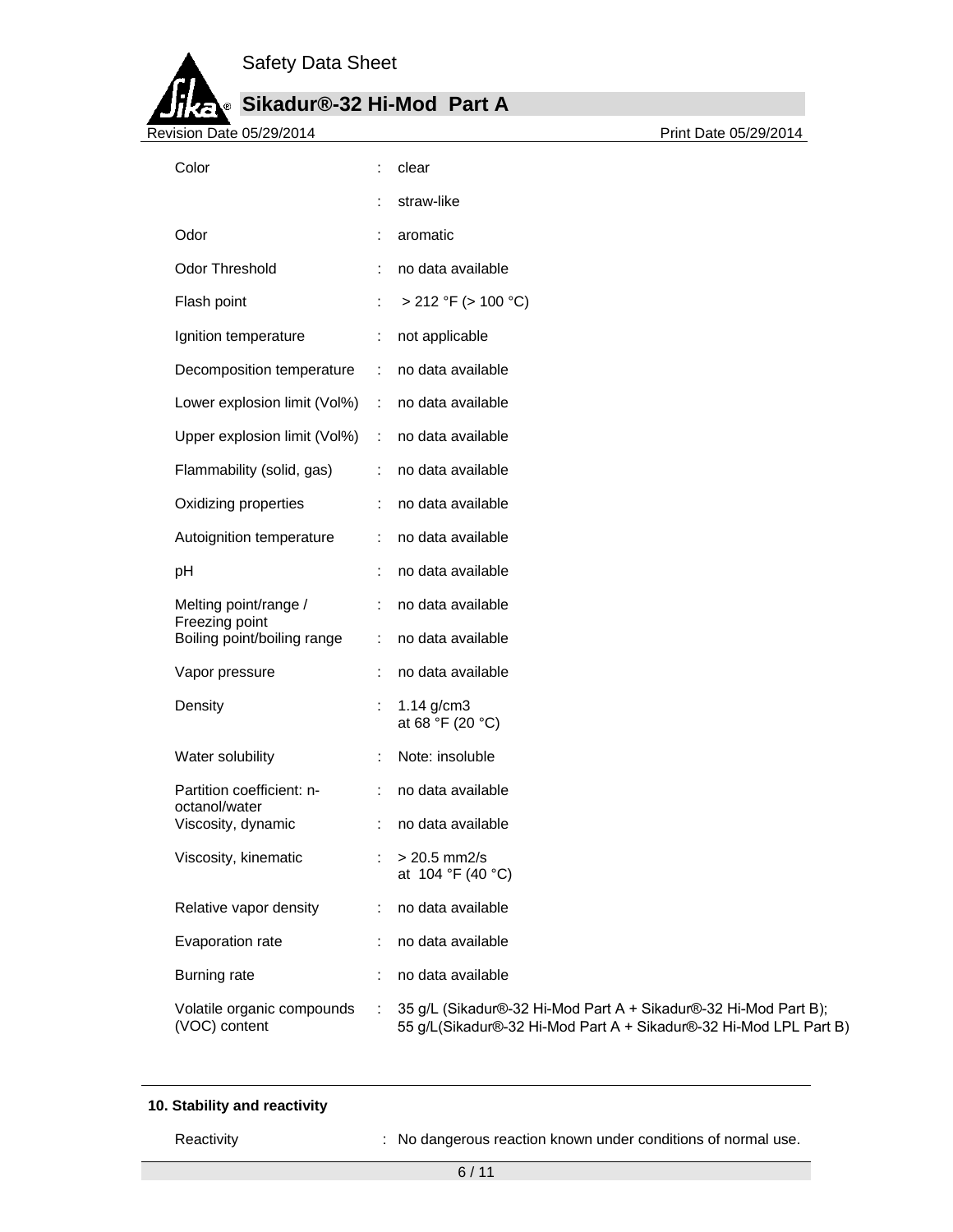| | | |
|---|---|---|
| Color | : | clear |
| | : | straw-like |
| Odor | : | aromatic |
| Odor Threshold | : | no data available |
| Flash point | : | > 212 °F (> 100 °C) |
| Ignition temperature | : | not applicable |
| Decomposition temperature | : | no data available |
| Lower explosion limit (Vol%) | : | no data available |
| Upper explosion limit (Vol%) | : | no data available |
| Flammability (solid, gas) | : | no data available |
| Oxidizing properties | : | no data available |
| Autoignition temperature | : | no data available |
| pH | : | no data available |
| Melting point/range / Freezing point | : | no data available |
| Boiling point/boiling range | : | no data available |
| Vapor pressure | : | no data available |
| Density | : | 1.14 g/cm3<br>at 68 °F (20 °C) |
| Water solubility | : | Note: insoluble |
| Partition coefficient: n-octanol/water | : | no data available |
| Viscosity, dynamic | : | no data available |
| Viscosity, kinematic | : | > 20.5 mm2/s<br>at 104 °F (40 °C) |
| Relative vapor density | : | no data available |
| Evaporation rate | : | no data available |
| Burning rate | : | no data available |
| Volatile organic compounds (VOC) content | : | 35 g/L (Sikadur®-32 Hi-Mod Part A + Sikadur®-32 Hi-Mod Part B);<br>55 g/L(Sikadur®-32 Hi-Mod Part A + Sikadur®-32 Hi-Mod LPL Part B) |

## 10. Stability and reactivity

| | | |
|---|---|---|
| Reactivity | : | No dangerous reaction known under conditions of normal use. |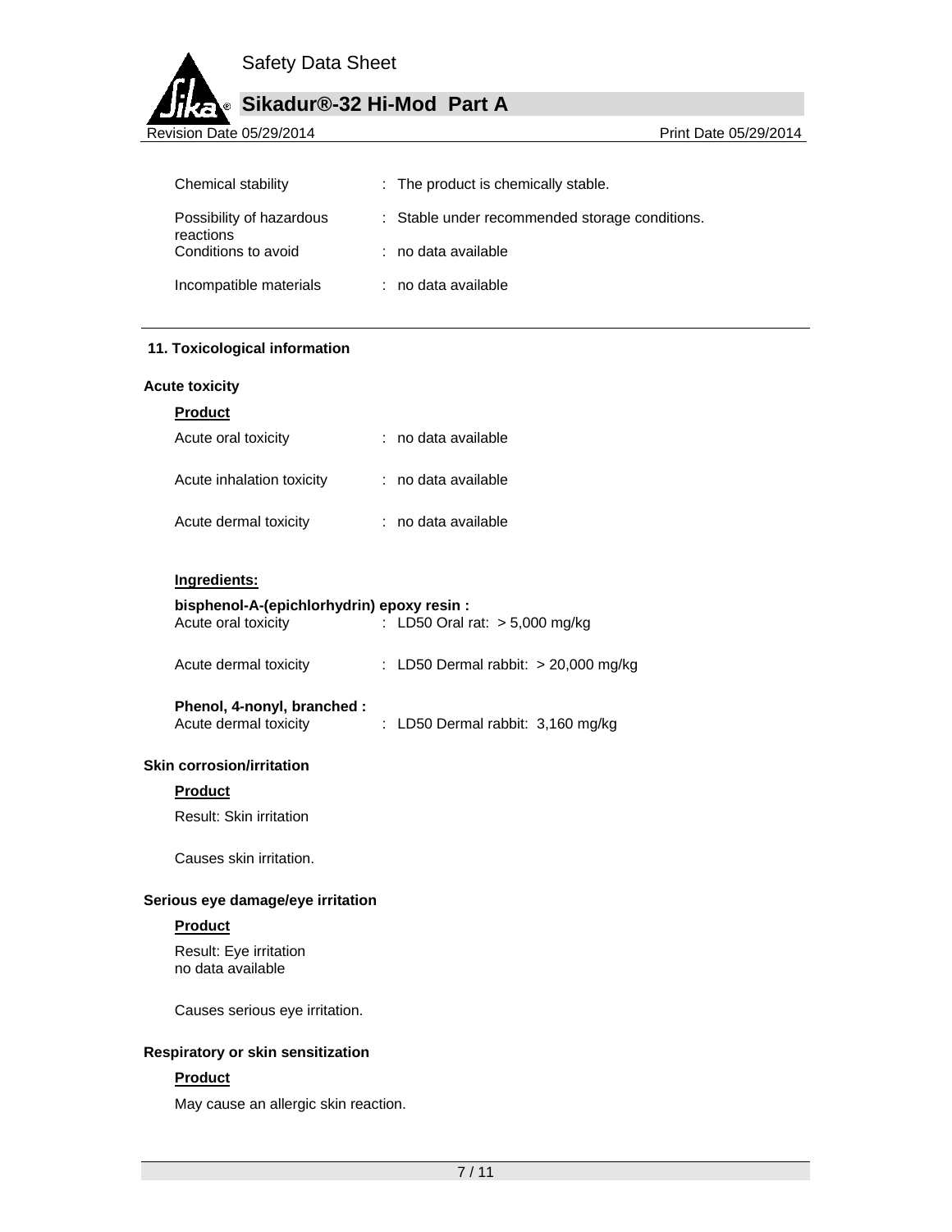| | |
|---|---|
| Chemical stability | : The product is chemically stable. |
| Possibility of hazardous reactions | : Stable under recommended storage conditions. |
| Conditions to avoid | : no data available |
| Incompatible materials | : no data available |

## 11. Toxicological information

### Acute toxicity

**Product**

| | |
|---|---|
| Acute oral toxicity | : no data available |
| Acute inhalation toxicity | : no data available |
| Acute dermal toxicity | : no data available |

**Ingredients:**

**bisphenol-A-(epichlorhydrin) epoxy resin :**

| | |
|---|---|
| Acute oral toxicity | : LD50 Oral rat: > 5,000 mg/kg |
| Acute dermal toxicity | : LD50 Dermal rabbit: > 20,000 mg/kg |

**Phenol, 4-nonyl, branched :**

| | |
|---|---|
| Acute dermal toxicity | : LD50 Dermal rabbit: 3,160 mg/kg |

### Skin corrosion/irritation

**Product**

Result: Skin irritation

Causes skin irritation.

### Serious eye damage/eye irritation

**Product**

Result: Eye irritation
no data available

Causes serious eye irritation.

### Respiratory or skin sensitization

**Product**

May cause an allergic skin reaction.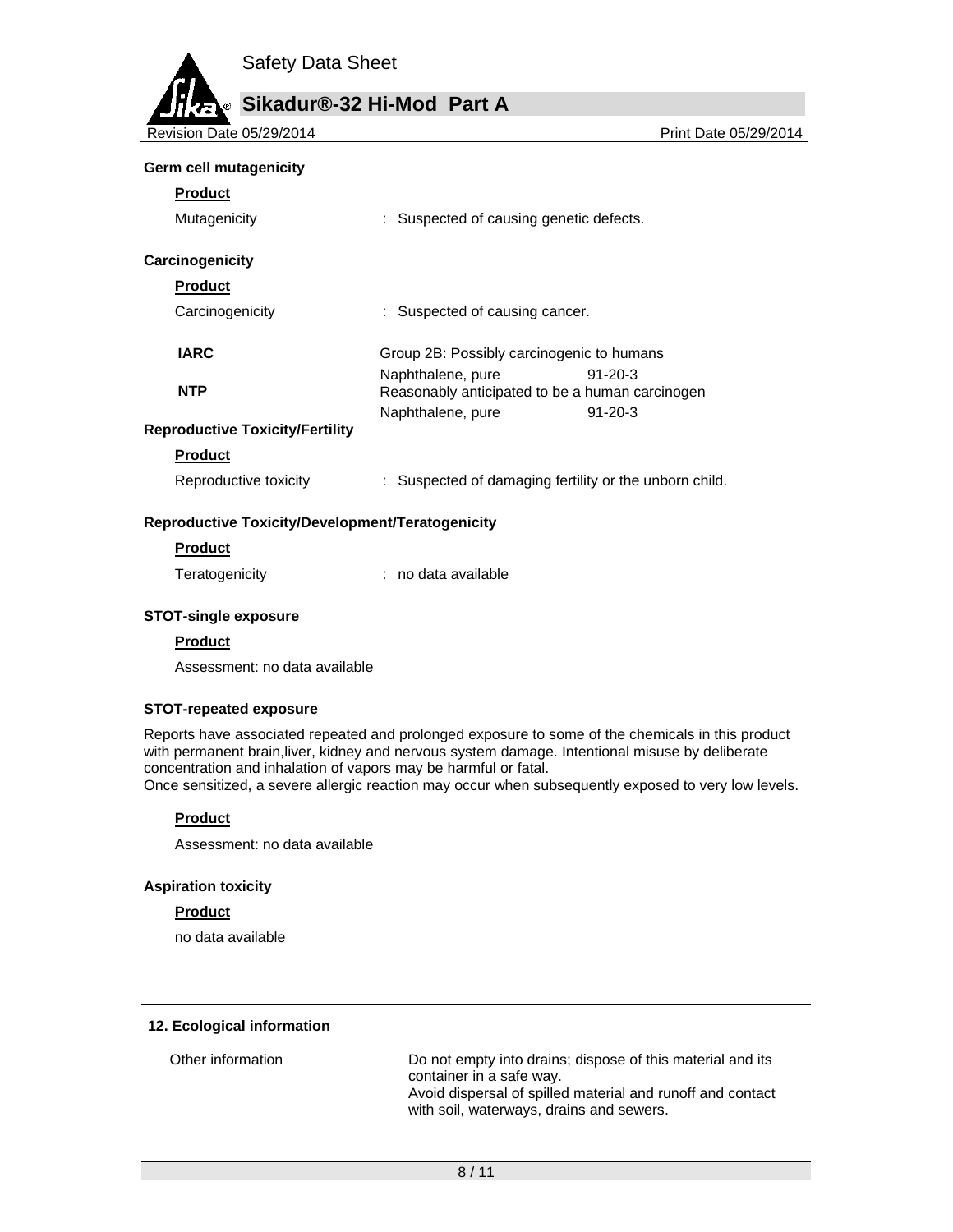**Germ cell mutagenicity**

**Product**

Mutagenicity : Suspected of causing genetic defects.

**Carcinogenicity**

**Product**

Carcinogenicity : Suspected of causing cancer.

| | | |
|---|---|---|
| **IARC** | Group 2B: Possibly carcinogenic to humans | |
| | Naphthalene, pure | 91-20-3 |
| **NTP** | Reasonably anticipated to be a human carcinogen | |
| | Naphthalene, pure | 91-20-3 |

**Reproductive Toxicity/Fertility**

**Product**

Reproductive toxicity : Suspected of damaging fertility or the unborn child.

**Reproductive Toxicity/Development/Teratogenicity**

**Product**

Teratogenicity : no data available

**STOT-single exposure**

**Product**

Assessment: no data available

**STOT-repeated exposure**

Reports have associated repeated and prolonged exposure to some of the chemicals in this product with permanent brain,liver, kidney and nervous system damage. Intentional misuse by deliberate concentration and inhalation of vapors may be harmful or fatal.
Once sensitized, a severe allergic reaction may occur when subsequently exposed to very low levels.

**Product**

Assessment: no data available

**Aspiration toxicity**

**Product**

no data available

## 12. Ecological information

Other information: Do not empty into drains; dispose of this material and its container in a safe way.
Avoid dispersal of spilled material and runoff and contact with soil, waterways, drains and sewers.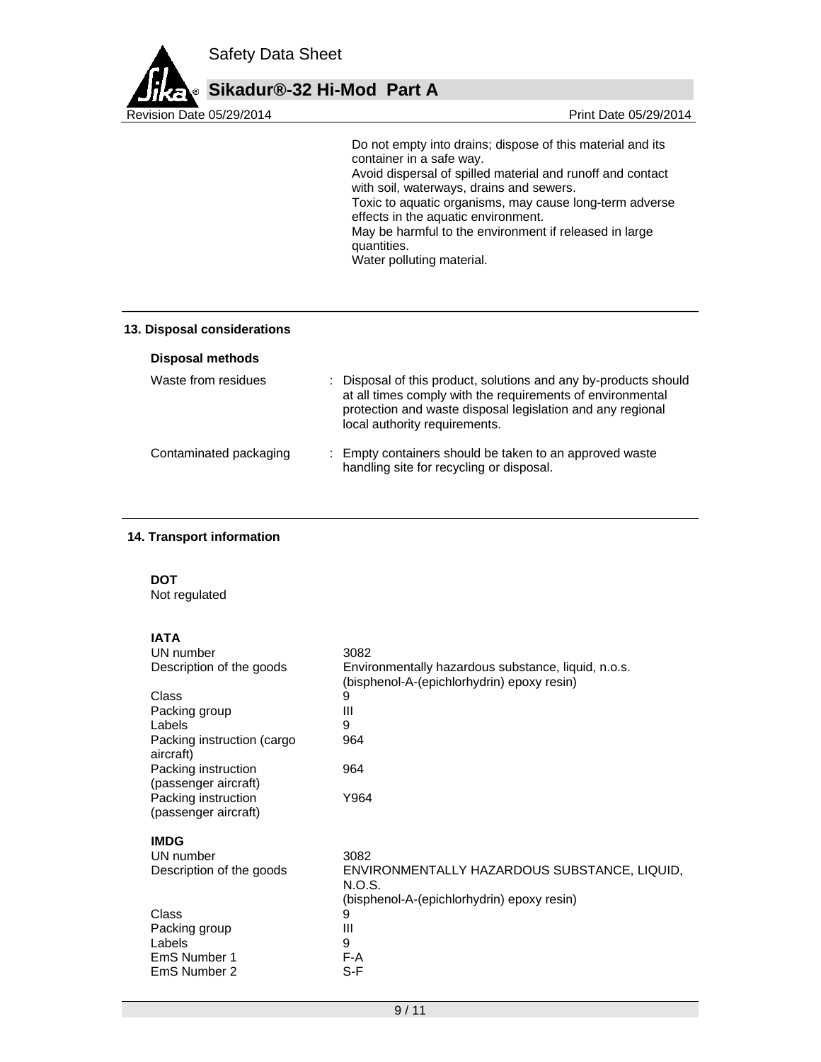Do not empty into drains; dispose of this material and its container in a safe way.
Avoid dispersal of spilled material and runoff and contact with soil, waterways, drains and sewers.
Toxic to aquatic organisms, may cause long-term adverse effects in the aquatic environment.
May be harmful to the environment if released in large quantities.
Water polluting material.

## 13. Disposal considerations

### Disposal methods

| | |
|---|---|
| Waste from residues | : Disposal of this product, solutions and any by-products should at all times comply with the requirements of environmental protection and waste disposal legislation and any regional local authority requirements. |
| Contaminated packaging | : Empty containers should be taken to an approved waste handling site for recycling or disposal. |

## 14. Transport information

**DOT**
Not regulated

**IATA**

| | |
|---|---|
| UN number | 3082 |
| Description of the goods | Environmentally hazardous substance, liquid, n.o.s. (bisphenol-A-(epichlorhydrin) epoxy resin) |
| Class | 9 |
| Packing group | III |
| Labels | 9 |
| Packing instruction (cargo aircraft) | 964 |
| Packing instruction (passenger aircraft) | 964 |
| Packing instruction (passenger aircraft) | Y964 |

**IMDG**

| | |
|---|---|
| UN number | 3082 |
| Description of the goods | ENVIRONMENTALLY HAZARDOUS SUBSTANCE, LIQUID, N.O.S. (bisphenol-A-(epichlorhydrin) epoxy resin) |
| Class | 9 |
| Packing group | III |
| Labels | 9 |
| EmS Number 1 | F-A |
| EmS Number 2 | S-F |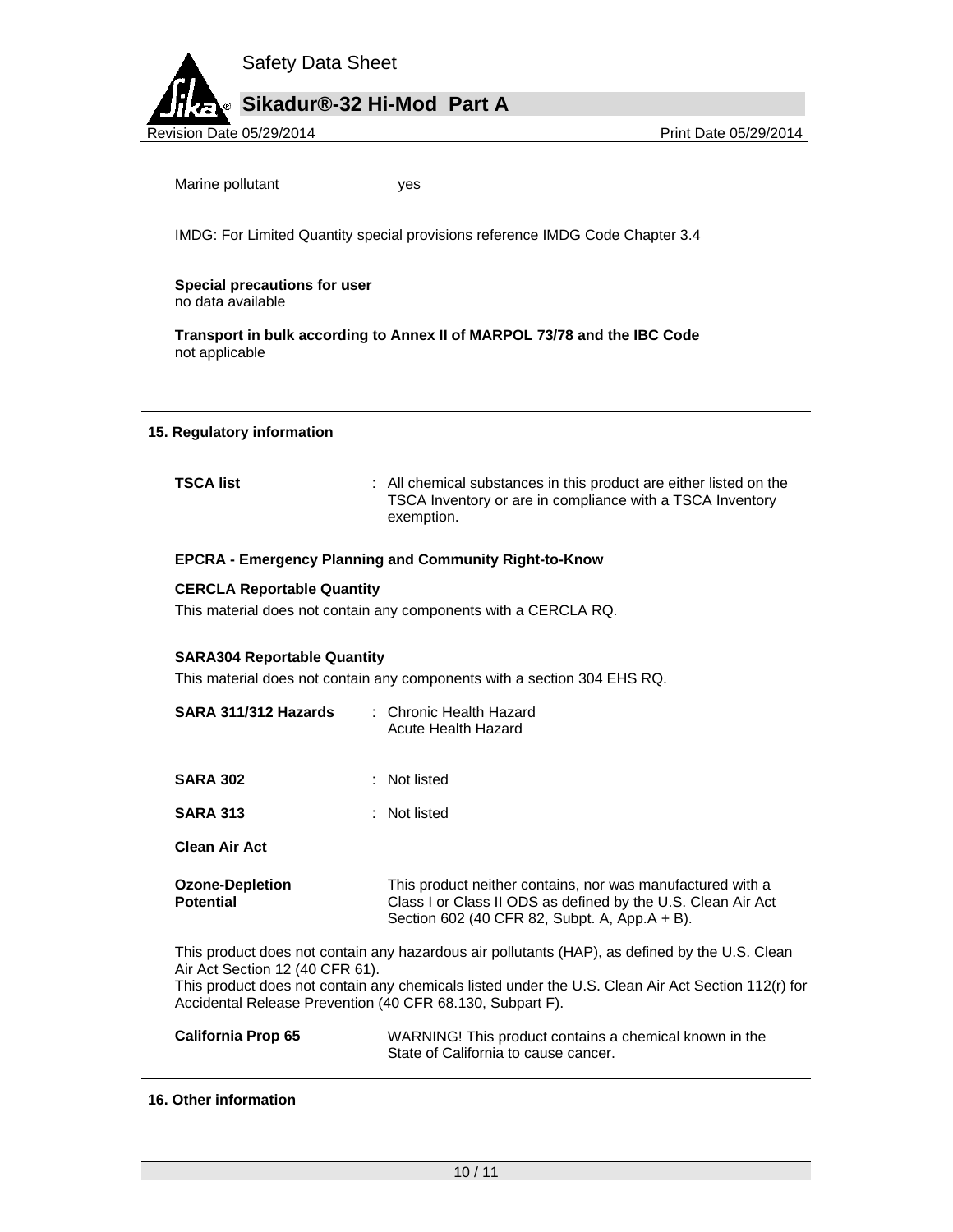Marine pollutant yes

IMDG: For Limited Quantity special provisions reference IMDG Code Chapter 3.4

**Special precautions for user**
no data available

**Transport in bulk according to Annex II of MARPOL 73/78 and the IBC Code**
not applicable

## 15. Regulatory information

**TSCA list** : All chemical substances in this product are either listed on the TSCA Inventory or are in compliance with a TSCA Inventory exemption.

**EPCRA - Emergency Planning and Community Right-to-Know**

**CERCLA Reportable Quantity**

This material does not contain any components with a CERCLA RQ.

**SARA304 Reportable Quantity**

This material does not contain any components with a section 304 EHS RQ.

**SARA 311/312 Hazards** : Chronic Health Hazard
Acute Health Hazard

**SARA 302** : Not listed

**SARA 313** : Not listed

**Clean Air Act**

**Ozone-Depletion Potential** This product neither contains, nor was manufactured with a Class I or Class II ODS as defined by the U.S. Clean Air Act Section 602 (40 CFR 82, Subpt. A, App.A + B).

This product does not contain any hazardous air pollutants (HAP), as defined by the U.S. Clean Air Act Section 12 (40 CFR 61).
This product does not contain any chemicals listed under the U.S. Clean Air Act Section 112(r) for Accidental Release Prevention (40 CFR 68.130, Subpart F).

**California Prop 65** WARNING! This product contains a chemical known in the State of California to cause cancer.

## 16. Other information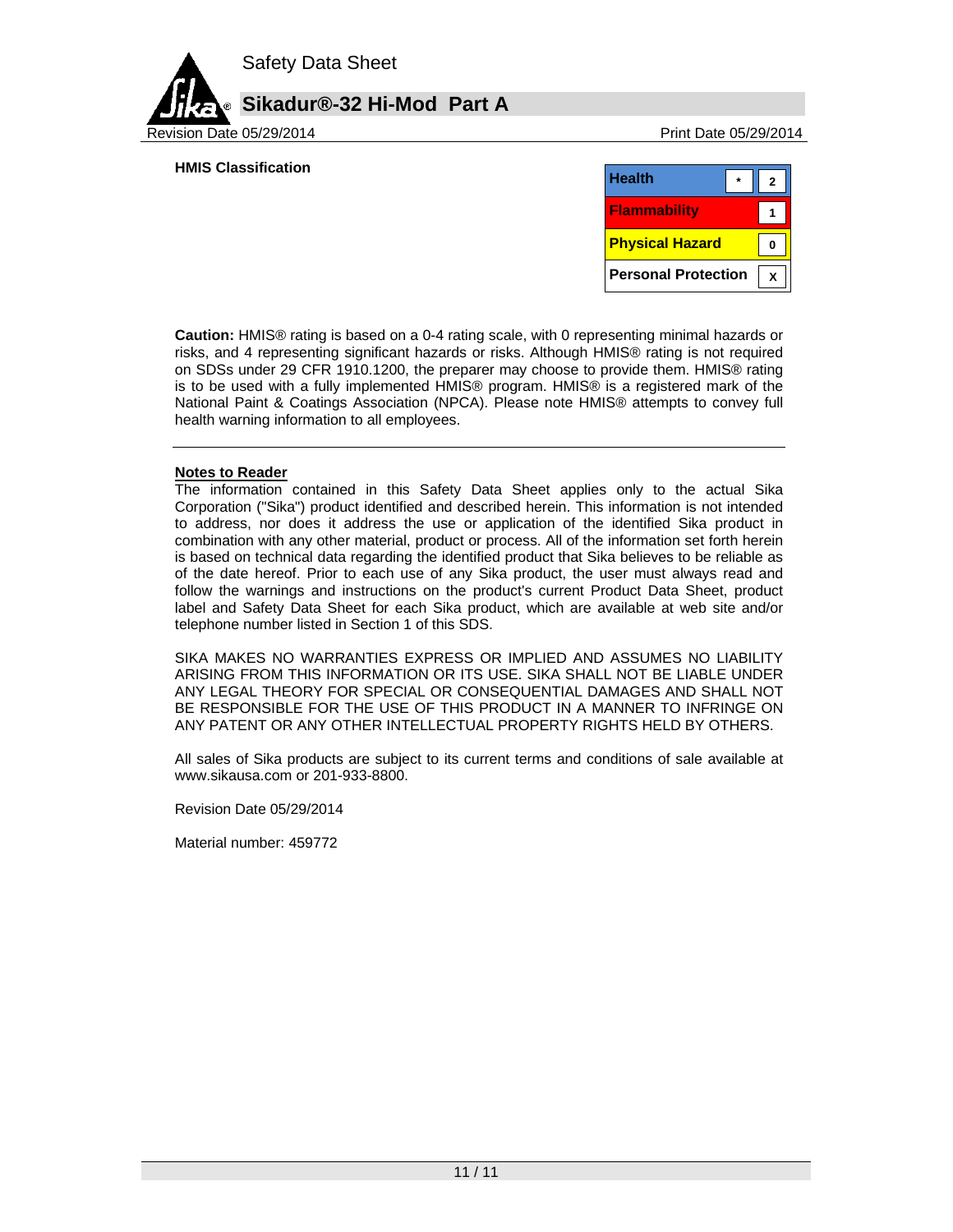**HMIS Classification**

| | | |
|---|---|---|
| Health | * | 2 |
| Flammability | | 1 |
| Physical Hazard | | 0 |
| Personal Protection | | X |

**Caution:** HMIS® rating is based on a 0-4 rating scale, with 0 representing minimal hazards or risks, and 4 representing significant hazards or risks. Although HMIS® rating is not required on SDSs under 29 CFR 1910.1200, the preparer may choose to provide them. HMIS® rating is to be used with a fully implemented HMIS® program. HMIS® is a registered mark of the National Paint & Coatings Association (NPCA). Please note HMIS® attempts to convey full health warning information to all employees.

---

**Notes to Reader**

The information contained in this Safety Data Sheet applies only to the actual Sika Corporation ("Sika") product identified and described herein. This information is not intended to address, nor does it address the use or application of the identified Sika product in combination with any other material, product or process. All of the information set forth herein is based on technical data regarding the identified product that Sika believes to be reliable as of the date hereof. Prior to each use of any Sika product, the user must always read and follow the warnings and instructions on the product's current Product Data Sheet, product label and Safety Data Sheet for each Sika product, which are available at web site and/or telephone number listed in Section 1 of this SDS.

SIKA MAKES NO WARRANTIES EXPRESS OR IMPLIED AND ASSUMES NO LIABILITY ARISING FROM THIS INFORMATION OR ITS USE. SIKA SHALL NOT BE LIABLE UNDER ANY LEGAL THEORY FOR SPECIAL OR CONSEQUENTIAL DAMAGES AND SHALL NOT BE RESPONSIBLE FOR THE USE OF THIS PRODUCT IN A MANNER TO INFRINGE ON ANY PATENT OR ANY OTHER INTELLECTUAL PROPERTY RIGHTS HELD BY OTHERS.

All sales of Sika products are subject to its current terms and conditions of sale available at www.sikausa.com or 201-933-8800.

Revision Date 05/29/2014

Material number: 459772